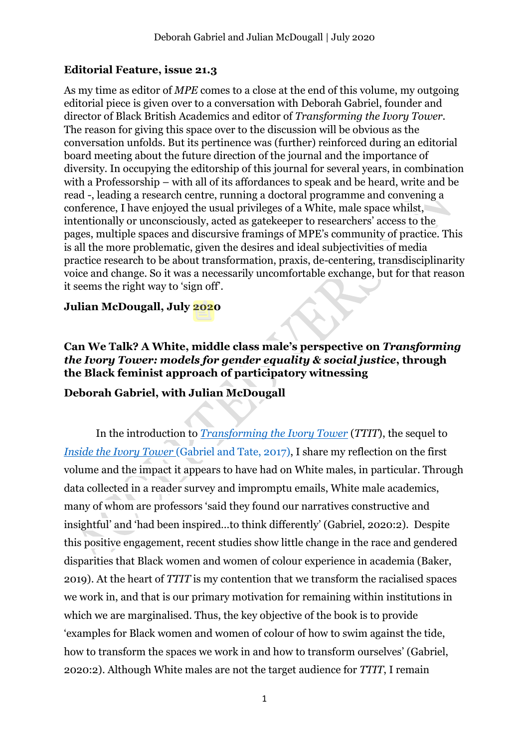**Editorial Feature, issue 21.3**

As my time as editor of *MPE* comes to a close at the end of this volume, my outgoing editorial piece is given over to a conversation with Deborah Gabriel, founder and director of Black British Academics and editor of *Transforming the Ivory Tower*. The reason for giving this space over to the discussion will be obvious as the conversation unfolds. But its pertinence was (further) reinforced during an editorial board meeting about the future direction of the journal and the importance of diversity. In occupying the editorship of this journal for several years, in combination with a Professorship – with all of its affordances to speak and be heard, write and be read -, leading a research centre, running a doctoral programme and convening a conference, I have enjoyed the usual privileges of a White, male space whilst, intentionally or unconsciously, acted as gatekeeper to researchers' access to the pages, multiple spaces and discursive framings of MPE's community of practice. This is all the more problematic, given the desires and ideal subjectivities of media practice research to be about transformation, praxis, de-centering, transdisciplinarity voice and change. So it was a necessarily uncomfortable exchange, but for that reason it seems the right way to 'sign off'.

**Julian McDougall, July 2020**

**Can We Talk? A White, middle class male's perspective on *Transforming the Ivory Tower: models for gender equality & social justice*, through the Black feminist approach of participatory witnessing**

**Deborah Gabriel, with Julian McDougall**

In the introduction to *Transforming the Ivory Tower* (*TTIT*), the sequel to *Inside the Ivory Tower* (Gabriel and Tate, 2017), I share my reflection on the first volume and the impact it appears to have had on White males, in particular. Through data collected in a reader survey and impromptu emails, White male academics, many of whom are professors 'said they found our narratives constructive and insightful' and 'had been inspired...to think differently' (Gabriel, 2020:2). Despite this positive engagement, recent studies show little change in the race and gendered disparities that Black women and women of colour experience in academia (Baker, 2019). At the heart of *TTIT* is my contention that we transform the racialised spaces we work in, and that is our primary motivation for remaining within institutions in which we are marginalised. Thus, the key objective of the book is to provide 'examples for Black women and women of colour of how to swim against the tide, how to transform the spaces we work in and how to transform ourselves' (Gabriel, 2020:2). Although White males are not the target audience for *TTIT*, I remain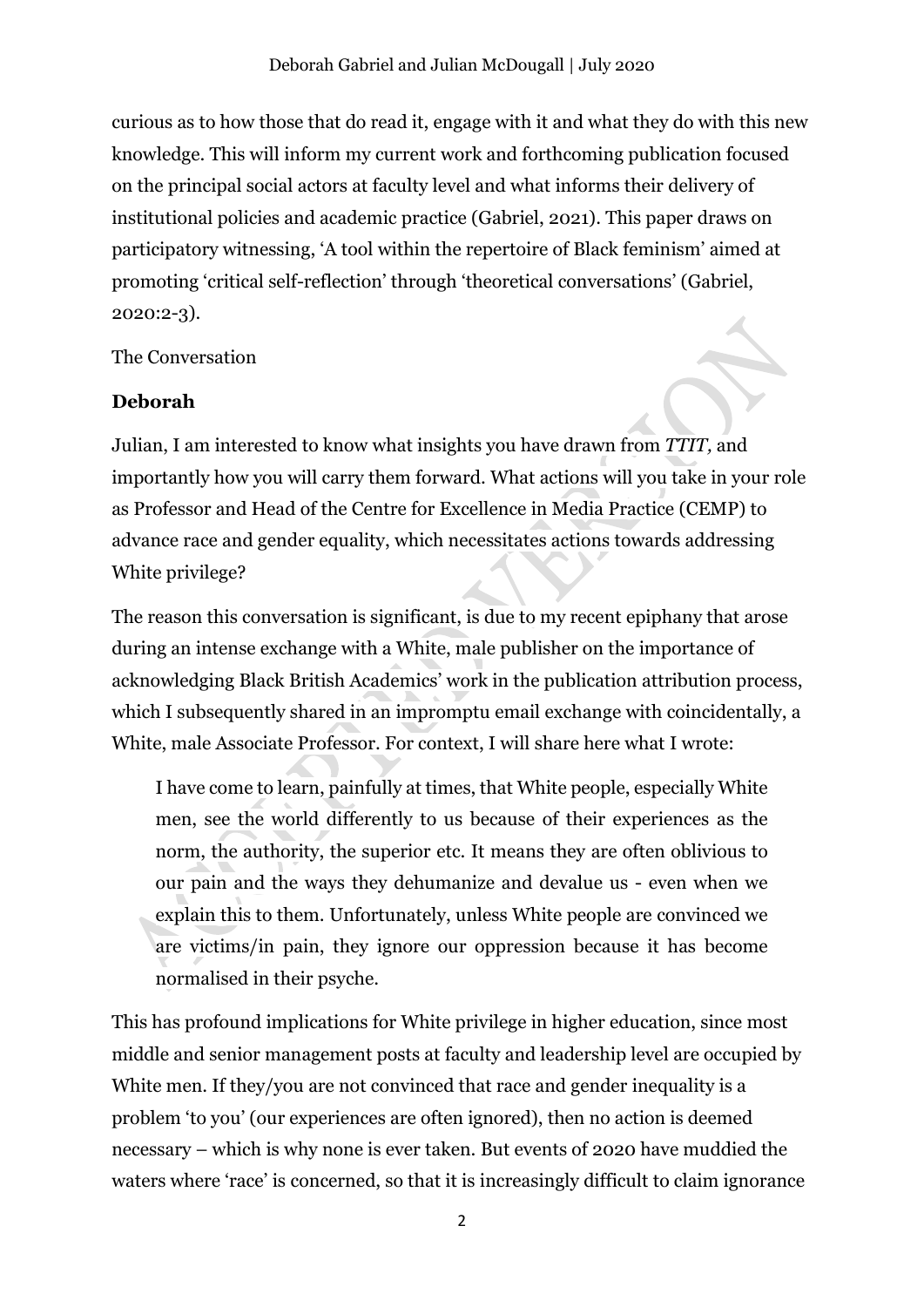curious as to how those that do read it, engage with it and what they do with this new knowledge. This will inform my current work and forthcoming publication focused on the principal social actors at faculty level and what informs their delivery of institutional policies and academic practice (Gabriel, 2021). This paper draws on participatory witnessing, 'A tool within the repertoire of Black feminism' aimed at promoting 'critical self-reflection' through 'theoretical conversations' (Gabriel, 2020:2-3).

The Conversation

**Deborah**

Julian, I am interested to know what insights you have drawn from *TTIT,* and importantly how you will carry them forward. What actions will you take in your role as Professor and Head of the Centre for Excellence in Media Practice (CEMP) to advance race and gender equality, which necessitates actions towards addressing White privilege?

The reason this conversation is significant, is due to my recent epiphany that arose during an intense exchange with a White, male publisher on the importance of acknowledging Black British Academics' work in the publication attribution process, which I subsequently shared in an impromptu email exchange with coincidentally, a White, male Associate Professor. For context, I will share here what I wrote:

> I have come to learn, painfully at times, that White people, especially White men, see the world differently to us because of their experiences as the norm, the authority, the superior etc. It means they are often oblivious to our pain and the ways they dehumanize and devalue us - even when we explain this to them. Unfortunately, unless White people are convinced we are victims/in pain, they ignore our oppression because it has become normalised in their psyche.

This has profound implications for White privilege in higher education, since most middle and senior management posts at faculty and leadership level are occupied by White men. If they/you are not convinced that race and gender inequality is a problem 'to you' (our experiences are often ignored), then no action is deemed necessary – which is why none is ever taken. But events of 2020 have muddied the waters where 'race' is concerned, so that it is increasingly difficult to claim ignorance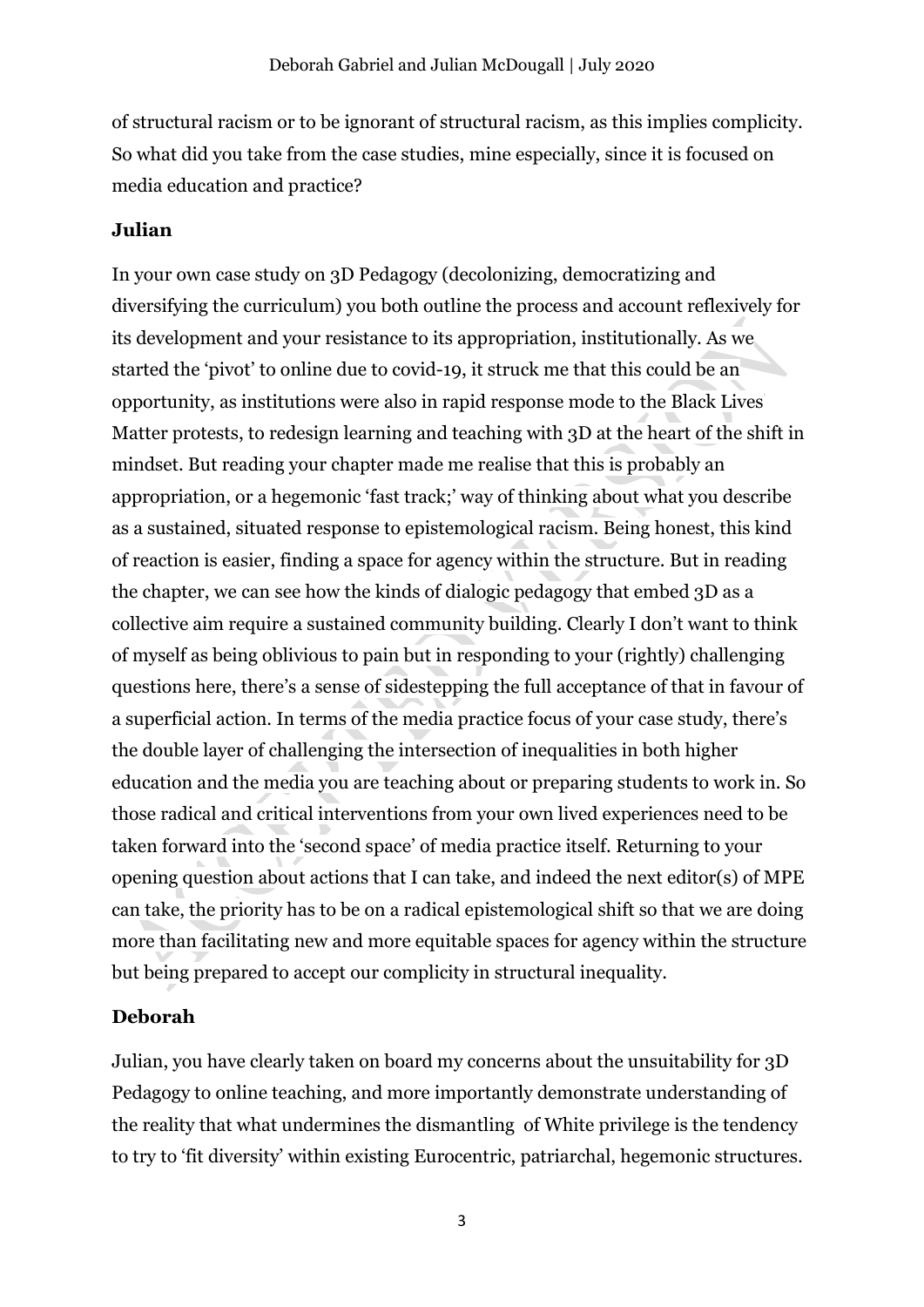of structural racism or to be ignorant of structural racism, as this implies complicity. So what did you take from the case studies, mine especially, since it is focused on media education and practice?

**Julian**

In your own case study on 3D Pedagogy (decolonizing, democratizing and diversifying the curriculum) you both outline the process and account reflexively for its development and your resistance to its appropriation, institutionally. As we started the 'pivot' to online due to covid-19, it struck me that this could be an opportunity, as institutions were also in rapid response mode to the Black Lives Matter protests, to redesign learning and teaching with 3D at the heart of the shift in mindset. But reading your chapter made me realise that this is probably an appropriation, or a hegemonic 'fast track;' way of thinking about what you describe as a sustained, situated response to epistemological racism. Being honest, this kind of reaction is easier, finding a space for agency within the structure. But in reading the chapter, we can see how the kinds of dialogic pedagogy that embed 3D as a collective aim require a sustained community building. Clearly I don't want to think of myself as being oblivious to pain but in responding to your (rightly) challenging questions here, there's a sense of sidestepping the full acceptance of that in favour of a superficial action. In terms of the media practice focus of your case study, there's the double layer of challenging the intersection of inequalities in both higher education and the media you are teaching about or preparing students to work in. So those radical and critical interventions from your own lived experiences need to be taken forward into the 'second space' of media practice itself. Returning to your opening question about actions that I can take, and indeed the next editor(s) of MPE can take, the priority has to be on a radical epistemological shift so that we are doing more than facilitating new and more equitable spaces for agency within the structure but being prepared to accept our complicity in structural inequality.

**Deborah**

Julian, you have clearly taken on board my concerns about the unsuitability for 3D Pedagogy to online teaching, and more importantly demonstrate understanding of the reality that what undermines the dismantling of White privilege is the tendency to try to 'fit diversity' within existing Eurocentric, patriarchal, hegemonic structures.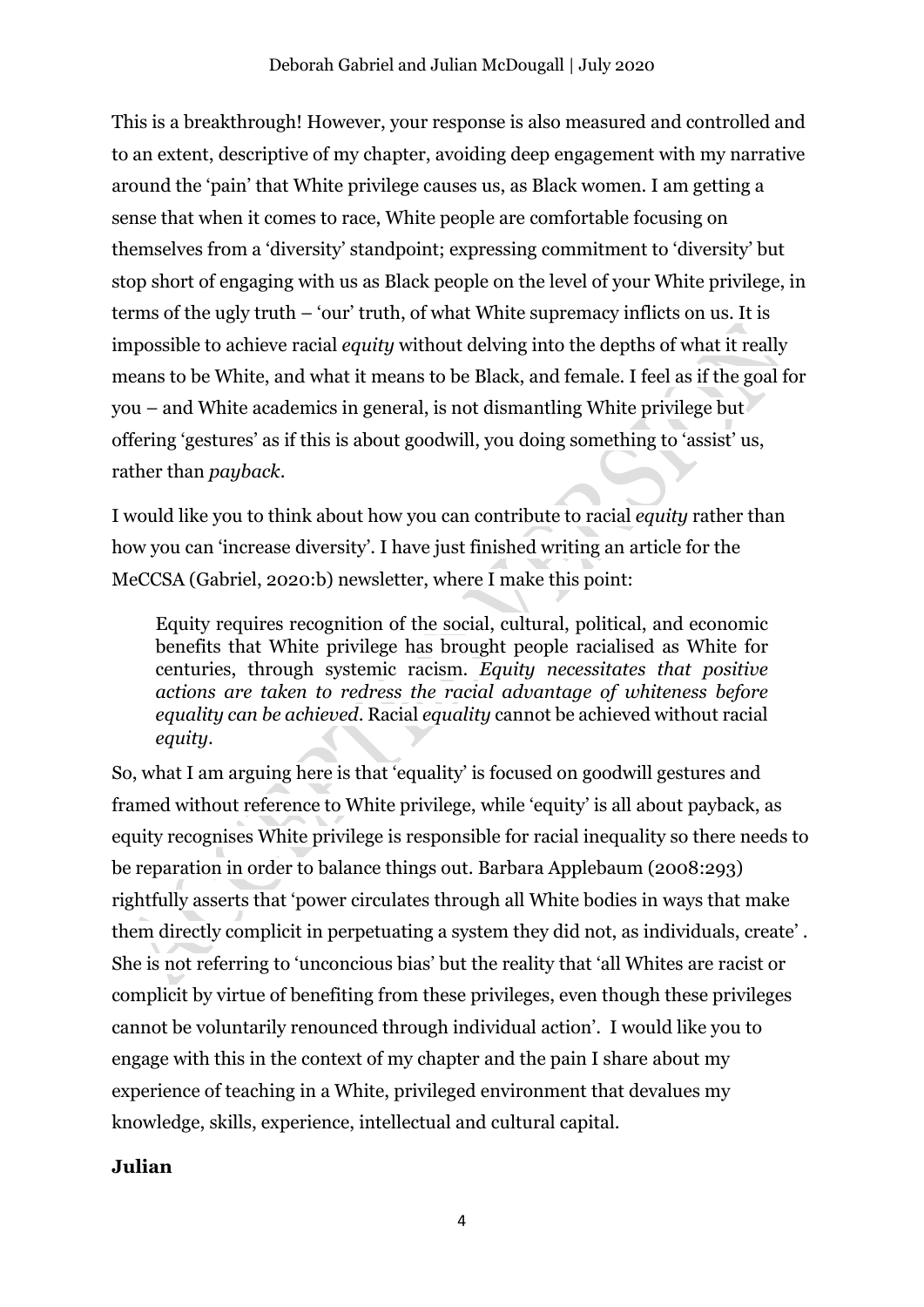This is a breakthrough! However, your response is also measured and controlled and to an extent, descriptive of my chapter, avoiding deep engagement with my narrative around the 'pain' that White privilege causes us, as Black women. I am getting a sense that when it comes to race, White people are comfortable focusing on themselves from a 'diversity' standpoint; expressing commitment to 'diversity' but stop short of engaging with us as Black people on the level of your White privilege, in terms of the ugly truth – 'our' truth, of what White supremacy inflicts on us. It is impossible to achieve racial *equity* without delving into the depths of what it really means to be White, and what it means to be Black, and female. I feel as if the goal for you – and White academics in general, is not dismantling White privilege but offering 'gestures' as if this is about goodwill, you doing something to 'assist' us, rather than *payback*.

I would like you to think about how you can contribute to racial *equity* rather than how you can 'increase diversity'. I have just finished writing an article for the MeCCSA (Gabriel, 2020:b) newsletter, where I make this point:

> Equity requires recognition of the social, cultural, political, and economic benefits that White privilege has brought people racialised as White for centuries, through systemic racism. *Equity necessitates that positive actions are taken to redress the racial advantage of whiteness before equality can be achieved*. Racial *equality* cannot be achieved without racial *equity*.

So, what I am arguing here is that 'equality' is focused on goodwill gestures and framed without reference to White privilege, while 'equity' is all about payback, as equity recognises White privilege is responsible for racial inequality so there needs to be reparation in order to balance things out. Barbara Applebaum (2008:293) rightfully asserts that 'power circulates through all White bodies in ways that make them directly complicit in perpetuating a system they did not, as individuals, create' . She is not referring to 'unconcious bias' but the reality that 'all Whites are racist or complicit by virtue of benefiting from these privileges, even though these privileges cannot be voluntarily renounced through individual action'. I would like you to engage with this in the context of my chapter and the pain I share about my experience of teaching in a White, privileged environment that devalues my knowledge, skills, experience, intellectual and cultural capital.

**Julian**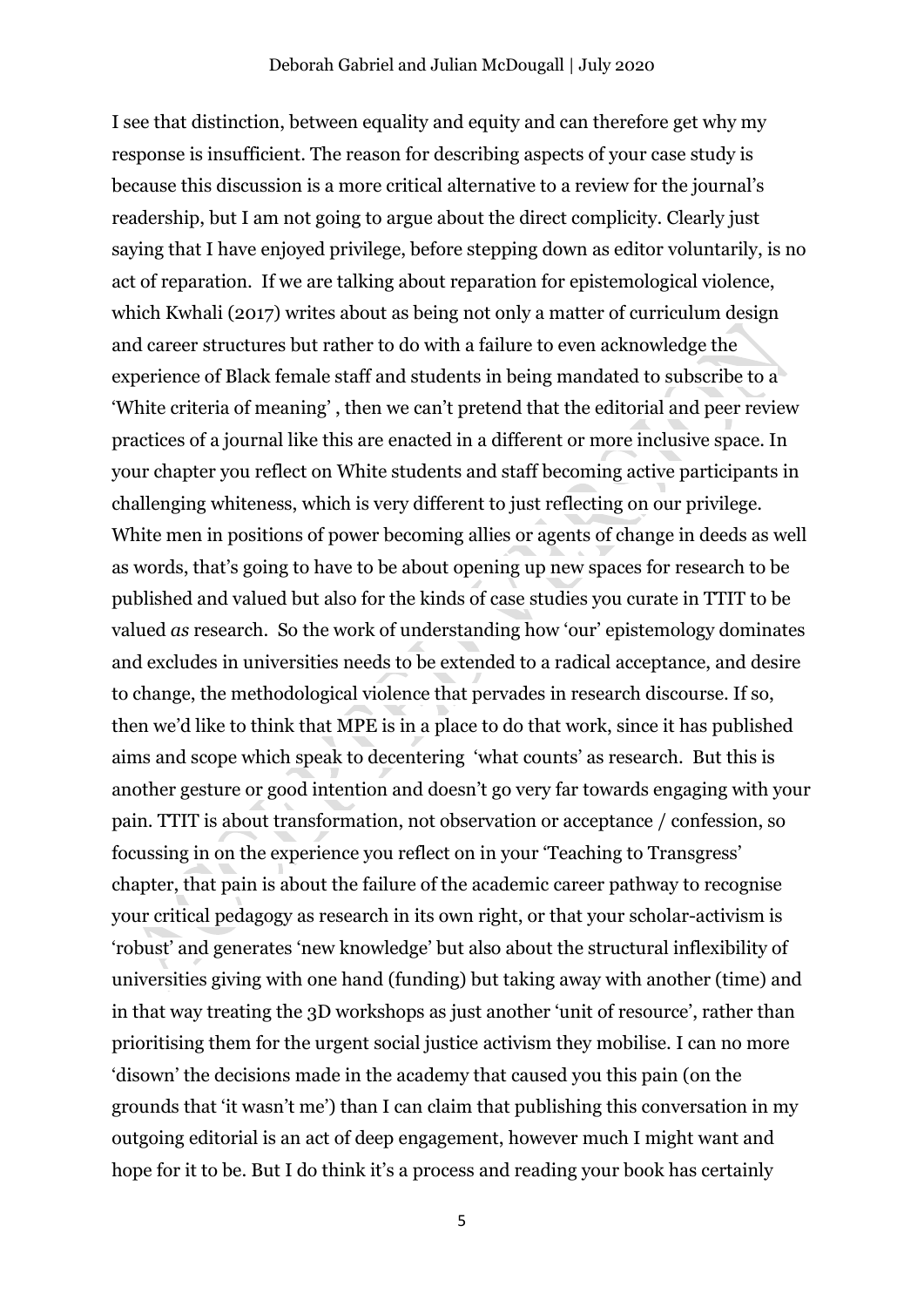I see that distinction, between equality and equity and can therefore get why my response is insufficient. The reason for describing aspects of your case study is because this discussion is a more critical alternative to a review for the journal's readership, but I am not going to argue about the direct complicity. Clearly just saying that I have enjoyed privilege, before stepping down as editor voluntarily, is no act of reparation. If we are talking about reparation for epistemological violence, which Kwhali (2017) writes about as being not only a matter of curriculum design and career structures but rather to do with a failure to even acknowledge the experience of Black female staff and students in being mandated to subscribe to a 'White criteria of meaning' , then we can't pretend that the editorial and peer review practices of a journal like this are enacted in a different or more inclusive space. In your chapter you reflect on White students and staff becoming active participants in challenging whiteness, which is very different to just reflecting on our privilege. White men in positions of power becoming allies or agents of change in deeds as well as words, that's going to have to be about opening up new spaces for research to be published and valued but also for the kinds of case studies you curate in TTIT to be valued *as* research. So the work of understanding how 'our' epistemology dominates and excludes in universities needs to be extended to a radical acceptance, and desire to change, the methodological violence that pervades in research discourse. If so, then we'd like to think that MPE is in a place to do that work, since it has published aims and scope which speak to decentering 'what counts' as research. But this is another gesture or good intention and doesn't go very far towards engaging with your pain. TTIT is about transformation, not observation or acceptance / confession, so focussing in on the experience you reflect on in your 'Teaching to Transgress' chapter, that pain is about the failure of the academic career pathway to recognise your critical pedagogy as research in its own right, or that your scholar-activism is 'robust' and generates 'new knowledge' but also about the structural inflexibility of universities giving with one hand (funding) but taking away with another (time) and in that way treating the 3D workshops as just another 'unit of resource', rather than prioritising them for the urgent social justice activism they mobilise. I can no more 'disown' the decisions made in the academy that caused you this pain (on the grounds that 'it wasn't me') than I can claim that publishing this conversation in my outgoing editorial is an act of deep engagement, however much I might want and hope for it to be. But I do think it's a process and reading your book has certainly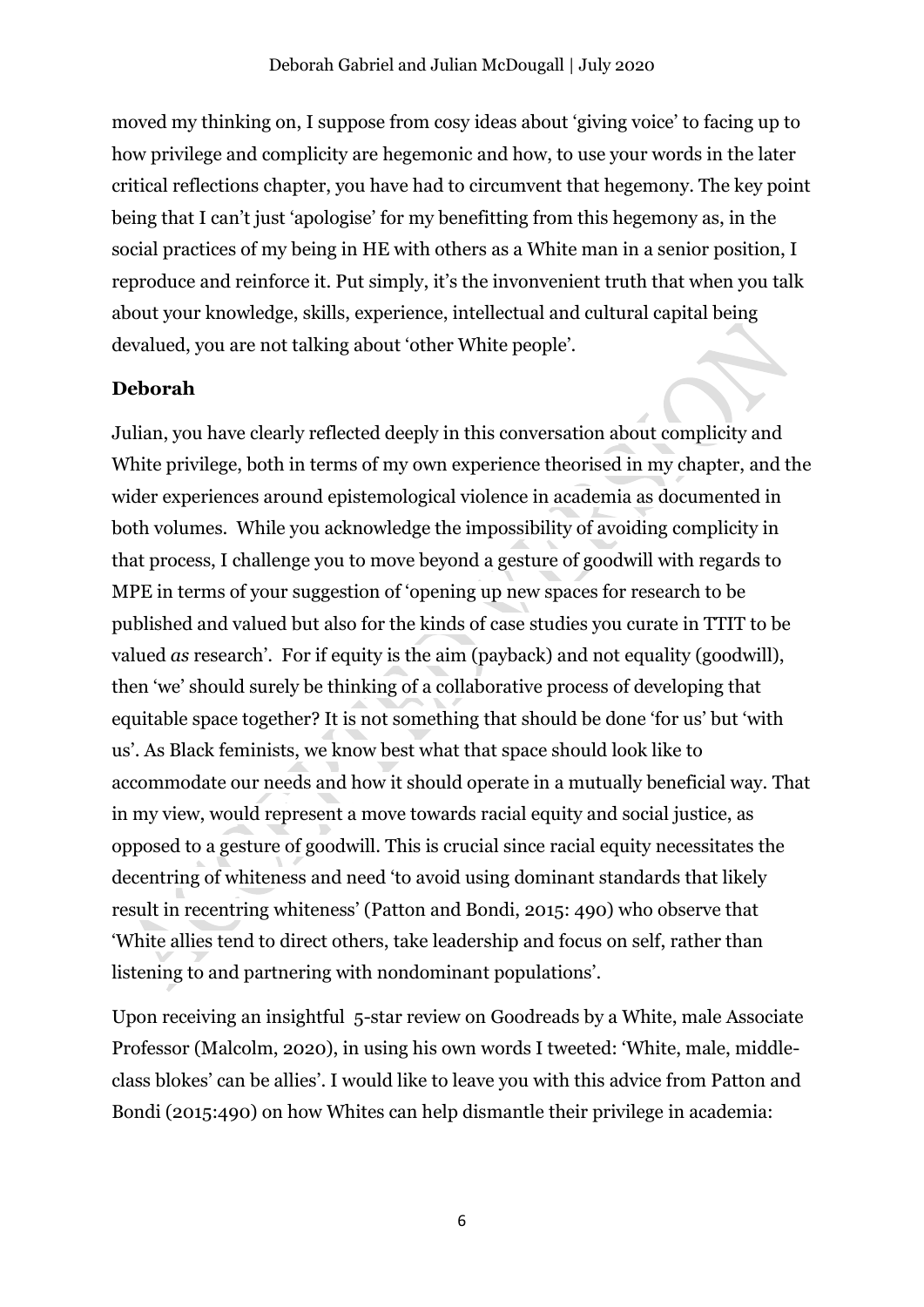moved my thinking on, I suppose from cosy ideas about 'giving voice' to facing up to how privilege and complicity are hegemonic and how, to use your words in the later critical reflections chapter, you have had to circumvent that hegemony. The key point being that I can't just 'apologise' for my benefitting from this hegemony as, in the social practices of my being in HE with others as a White man in a senior position, I reproduce and reinforce it. Put simply, it's the invonvenient truth that when you talk about your knowledge, skills, experience, intellectual and cultural capital being devalued, you are not talking about 'other White people'.

**Deborah**

Julian, you have clearly reflected deeply in this conversation about complicity and White privilege, both in terms of my own experience theorised in my chapter, and the wider experiences around epistemological violence in academia as documented in both volumes. While you acknowledge the impossibility of avoiding complicity in that process, I challenge you to move beyond a gesture of goodwill with regards to MPE in terms of your suggestion of 'opening up new spaces for research to be published and valued but also for the kinds of case studies you curate in TTIT to be valued *as* research'. For if equity is the aim (payback) and not equality (goodwill), then 'we' should surely be thinking of a collaborative process of developing that equitable space together? It is not something that should be done 'for us' but 'with us'. As Black feminists, we know best what that space should look like to accommodate our needs and how it should operate in a mutually beneficial way. That in my view, would represent a move towards racial equity and social justice, as opposed to a gesture of goodwill. This is crucial since racial equity necessitates the decentring of whiteness and need 'to avoid using dominant standards that likely result in recentring whiteness' (Patton and Bondi, 2015: 490) who observe that 'White allies tend to direct others, take leadership and focus on self, rather than listening to and partnering with nondominant populations'.

Upon receiving an insightful 5-star review on Goodreads by a White, male Associate Professor (Malcolm, 2020), in using his own words I tweeted: 'White, male, middle-class blokes' can be allies'. I would like to leave you with this advice from Patton and Bondi (2015:490) on how Whites can help dismantle their privilege in academia: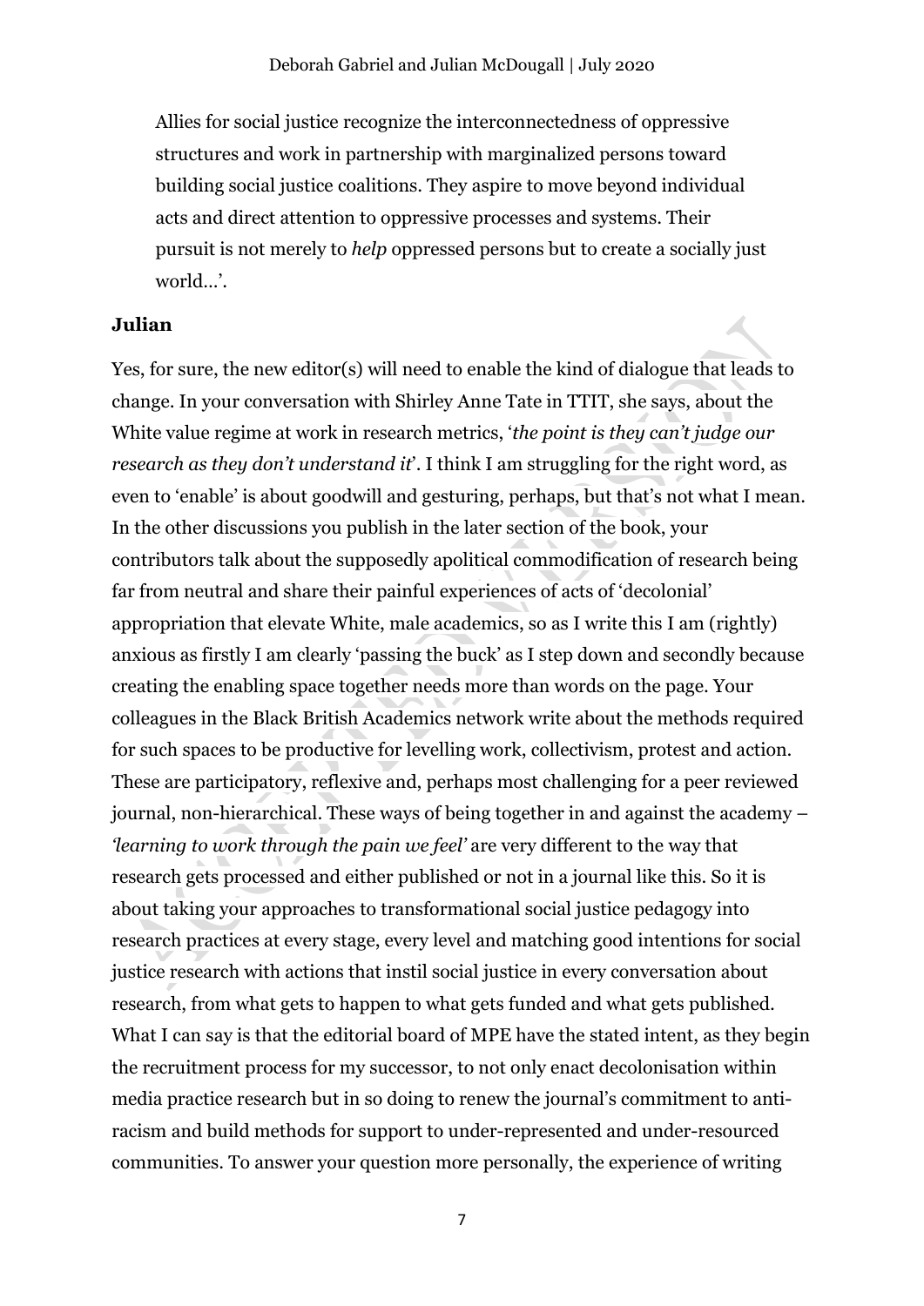Allies for social justice recognize the interconnectedness of oppressive structures and work in partnership with marginalized persons toward building social justice coalitions. They aspire to move beyond individual acts and direct attention to oppressive processes and systems. Their pursuit is not merely to *help* oppressed persons but to create a socially just world…'.

**Julian**

Yes, for sure, the new editor(s) will need to enable the kind of dialogue that leads to change. In your conversation with Shirley Anne Tate in TTIT, she says, about the White value regime at work in research metrics, '*the point is they can't judge our research as they don't understand it*'. I think I am struggling for the right word, as even to 'enable' is about goodwill and gesturing, perhaps, but that's not what I mean. In the other discussions you publish in the later section of the book, your contributors talk about the supposedly apolitical commodification of research being far from neutral and share their painful experiences of acts of 'decolonial' appropriation that elevate White, male academics, so as I write this I am (rightly) anxious as firstly I am clearly 'passing the buck' as I step down and secondly because creating the enabling space together needs more than words on the page. Your colleagues in the Black British Academics network write about the methods required for such spaces to be productive for levelling work, collectivism, protest and action. These are participatory, reflexive and, perhaps most challenging for a peer reviewed journal, non-hierarchical. These ways of being together in and against the academy – *'learning to work through the pain we feel'* are very different to the way that research gets processed and either published or not in a journal like this. So it is about taking your approaches to transformational social justice pedagogy into research practices at every stage, every level and matching good intentions for social justice research with actions that instil social justice in every conversation about research, from what gets to happen to what gets funded and what gets published. What I can say is that the editorial board of MPE have the stated intent, as they begin the recruitment process for my successor, to not only enact decolonisation within media practice research but in so doing to renew the journal's commitment to anti-racism and build methods for support to under-represented and under-resourced communities. To answer your question more personally, the experience of writing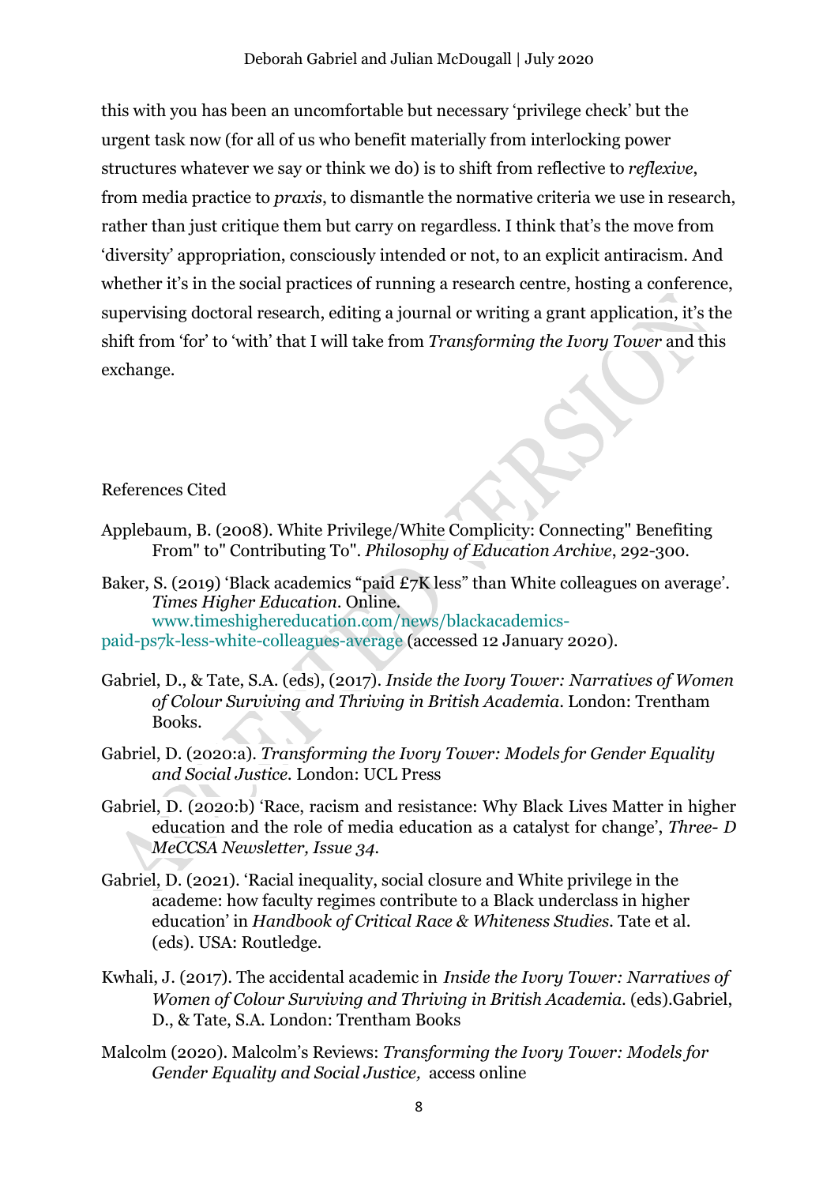this with you has been an uncomfortable but necessary 'privilege check' but the urgent task now (for all of us who benefit materially from interlocking power structures whatever we say or think we do) is to shift from reflective to *reflexive*, from media practice to *praxis*, to dismantle the normative criteria we use in research, rather than just critique them but carry on regardless. I think that's the move from 'diversity' appropriation, consciously intended or not, to an explicit antiracism. And whether it's in the social practices of running a research centre, hosting a conference, supervising doctoral research, editing a journal or writing a grant application, it's the shift from 'for' to 'with' that I will take from *Transforming the Ivory Tower* and this exchange.

References Cited

Applebaum, B. (2008). White Privilege/White Complicity: Connecting" Benefiting From" to" Contributing To". *Philosophy of Education Archive*, 292-300.

Baker, S. (2019) 'Black academics "paid £7K less" than White colleagues on average'. *Times Higher Education*. Online. www.timeshighereducation.com/news/blackacademics-paid-ps7k-less-white-colleagues-average (accessed 12 January 2020).

Gabriel, D., & Tate, S.A. (eds), (2017). *Inside the Ivory Tower: Narratives of Women of Colour Surviving and Thriving in British Academia*. London: Trentham Books.

Gabriel, D. (2020:a). *Transforming the Ivory Tower: Models for Gender Equality and Social Justice*. London: UCL Press

Gabriel, D. (2020:b) 'Race, racism and resistance: Why Black Lives Matter in higher education and the role of media education as a catalyst for change', *Three- D MeCCSA Newsletter, Issue 34*.

Gabriel, D. (2021). 'Racial inequality, social closure and White privilege in the academe: how faculty regimes contribute to a Black underclass in higher education' in *Handbook of Critical Race & Whiteness Studies*. Tate et al. (eds). USA: Routledge.

Kwhali, J. (2017). The accidental academic in *Inside the Ivory Tower: Narratives of Women of Colour Surviving and Thriving in British Academia*. (eds).Gabriel, D., & Tate, S.A. London: Trentham Books

Malcolm (2020). Malcolm's Reviews: *Transforming the Ivory Tower: Models for Gender Equality and Social Justice,* access online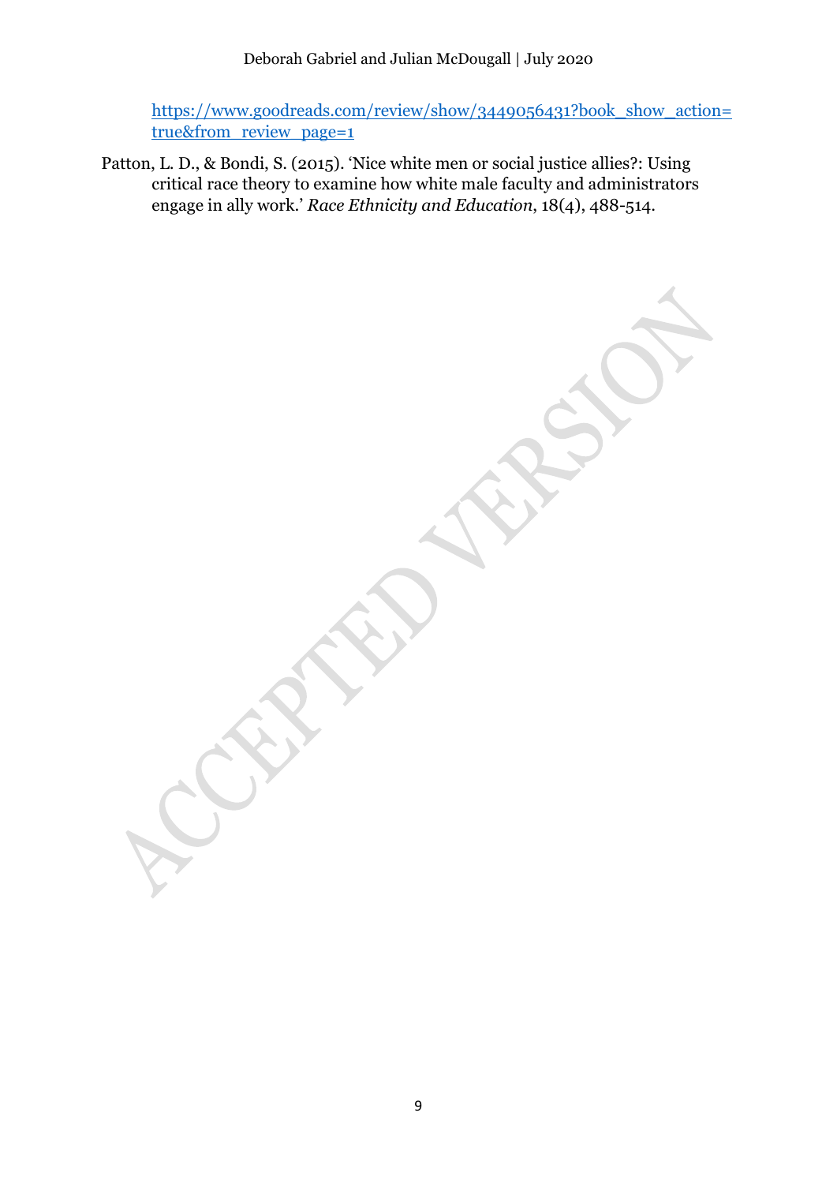https://www.goodreads.com/review/show/3449056431?book_show_action=true&from_review_page=1

Patton, L. D., & Bondi, S. (2015). 'Nice white men or social justice allies?: Using critical race theory to examine how white male faculty and administrators engage in ally work.' *Race Ethnicity and Education*, 18(4), 488-514.